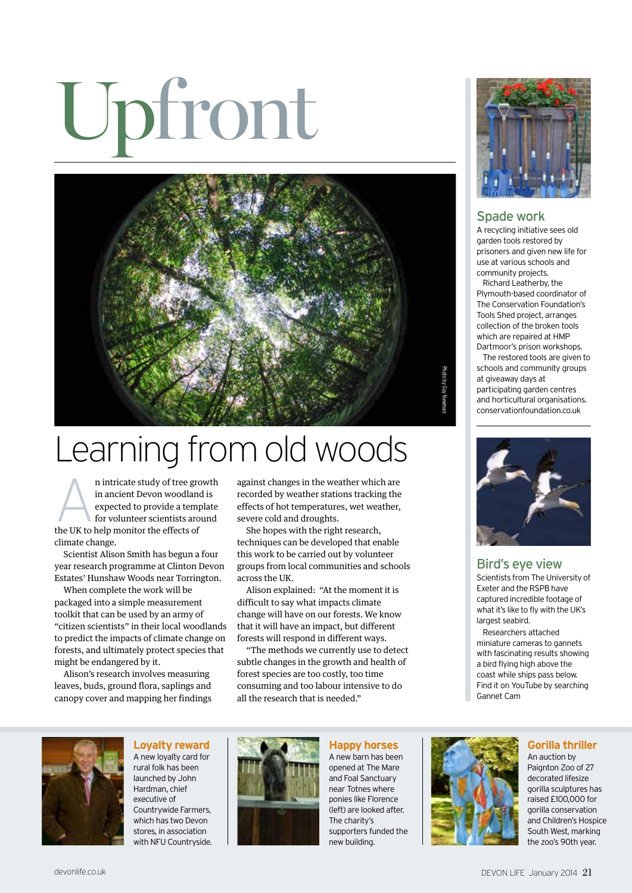# Upfront

Photo by Guy Newman

## Learning from old woods

An intricate study of tree growth in ancient Devon woodland is expected to provide a template for volunteer scientists around the UK to help monitor the effects of climate change.

Scientist Alison Smith has begun a four year research programme at Clinton Devon Estates' Hunshaw Woods near Torrington.

When complete the work will be packaged into a simple measurement toolkit that can be used by an army of "citizen scientists" in their local woodlands to predict the impacts of climate change on forests, and ultimately protect species that might be endangered by it.

Alison's research involves measuring leaves, buds, ground flora, saplings and canopy cover and mapping her findings against changes in the weather which are recorded by weather stations tracking the effects of hot temperatures, wet weather, severe cold and droughts.

She hopes with the right research, techniques can be developed that enable this work to be carried out by volunteer groups from local communities and schools across the UK.

Alison explained: "At the moment it is difficult to say what impacts climate change will have on our forests. We know that it will have an impact, but different forests will respond in different ways.

"The methods we currently use to detect subtle changes in the growth and health of forest species are too costly, too time consuming and too labour intensive to do all the research that is needed."

### Spade work

A recycling initiative sees old garden tools restored by prisoners and given new life for use at various schools and community projects.

Richard Leatherby, the Plymouth-based coordinator of The Conservation Foundation's Tools Shed project, arranges collection of the broken tools which are repaired at HMP Dartmoor's prison workshops.

The restored tools are given to schools and community groups at giveaway days at participating garden centres and horticultural organisations. conservationfoundation.co.uk

### Bird's eye view

Scientists from The University of Exeter and the RSPB have captured incredible footage of what it's like to fly with the UK's largest seabird.

Researchers attached miniature cameras to gannets with fascinating results showing a bird flying high above the coast while ships pass below. Find it on YouTube by searching Gannet Cam

### Loyalty reward

A new loyalty card for rural folk has been launched by John Hardman, chief executive of Countrywide Farmers, which has two Devon stores, in association with NFU Countryside.

### Happy horses

A new barn has been opened at The Mare and Foal Sanctuary near Totnes where ponies like Florence (left) are looked after. The charity's supporters funded the new building.

### Gorilla thriller

An auction by Paignton Zoo of 27 decorated lifesize gorilla sculptures has raised £100,000 for gorilla conservation and Children's Hospice South West, marking the zoo's 90th year.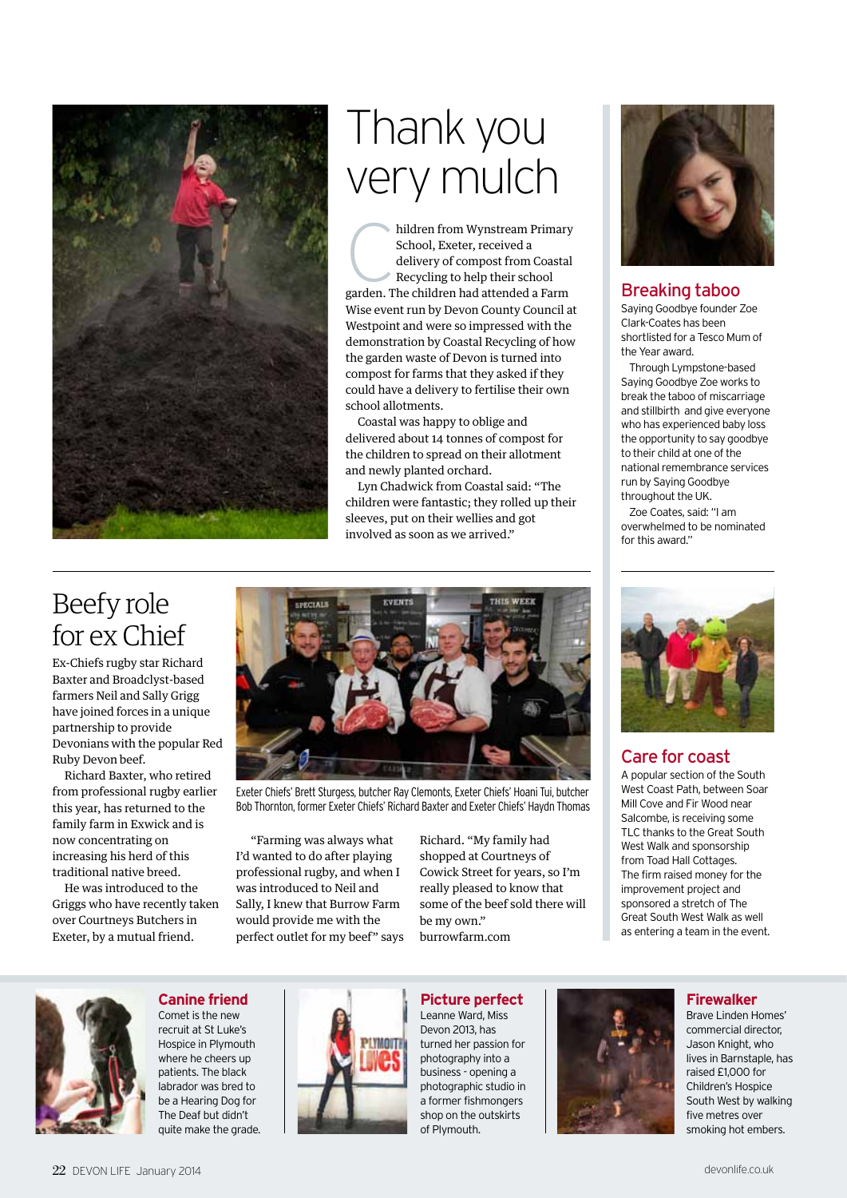# Thank you very mulch

Children from Wynstream Primary School, Exeter, received a delivery of compost from Coastal Recycling to help their school garden. The children had attended a Farm Wise event run by Devon County Council at Westpoint and were so impressed with the demonstration by Coastal Recycling of how the garden waste of Devon is turned into compost for farms that they asked if they could have a delivery to fertilise their own school allotments.

Coastal was happy to oblige and delivered about 14 tonnes of compost for the children to spread on their allotment and newly planted orchard.

Lyn Chadwick from Coastal said: "The children were fantastic; they rolled up their sleeves, put on their wellies and got involved as soon as we arrived."

## Breaking taboo

Saying Goodbye founder Zoe Clark-Coates has been shortlisted for a Tesco Mum of the Year award.

Through Lympstone-based Saying Goodbye Zoe works to break the taboo of miscarriage and stillbirth and give everyone who has experienced baby loss the opportunity to say goodbye to their child at one of the national remembrance services run by Saying Goodbye throughout the UK.

Zoe Coates, said: "I am overwhelmed to be nominated for this award."

# Beefy role for ex Chief

Ex-Chiefs rugby star Richard Baxter and Broadclyst-based farmers Neil and Sally Grigg have joined forces in a unique partnership to provide Devonians with the popular Red Ruby Devon beef.

Richard Baxter, who retired from professional rugby earlier this year, has returned to the family farm in Exwick and is now concentrating on increasing his herd of this traditional native breed.

He was introduced to the Griggs who have recently taken over Courtneys Butchers in Exeter, by a mutual friend.

Exeter Chiefs' Brett Sturgess, butcher Ray Clemonts, Exeter Chiefs' Hoani Tui, butcher Bob Thornton, former Exeter Chiefs' Richard Baxter and Exeter Chiefs' Haydn Thomas

"Farming was always what I'd wanted to do after playing professional rugby, and when I was introduced to Neil and Sally, I knew that Burrow Farm would provide me with the perfect outlet for my beef" says Richard. "My family had shopped at Courtneys of Cowick Street for years, so I'm really pleased to know that some of the beef sold there will be my own."

burrowfarm.com

## Care for coast

A popular section of the South West Coast Path, between Soar Mill Cove and Fir Wood near Salcombe, is receiving some TLC thanks to the Great South West Walk and sponsorship from Toad Hall Cottages. The firm raised money for the improvement project and sponsored a stretch of The Great South West Walk as well as entering a team in the event.

## Canine friend

Comet is the new recruit at St Luke's Hospice in Plymouth where he cheers up patients. The black labrador was bred to be a Hearing Dog for The Deaf but didn't quite make the grade.

## Picture perfect

Leanne Ward, Miss Devon 2013, has turned her passion for photography into a business - opening a photographic studio in a former fishmongers shop on the outskirts of Plymouth.

## Firewalker

Brave Linden Homes' commercial director, Jason Knight, who lives in Barnstaple, has raised £1,000 for Children's Hospice South West by walking five metres over smoking hot embers.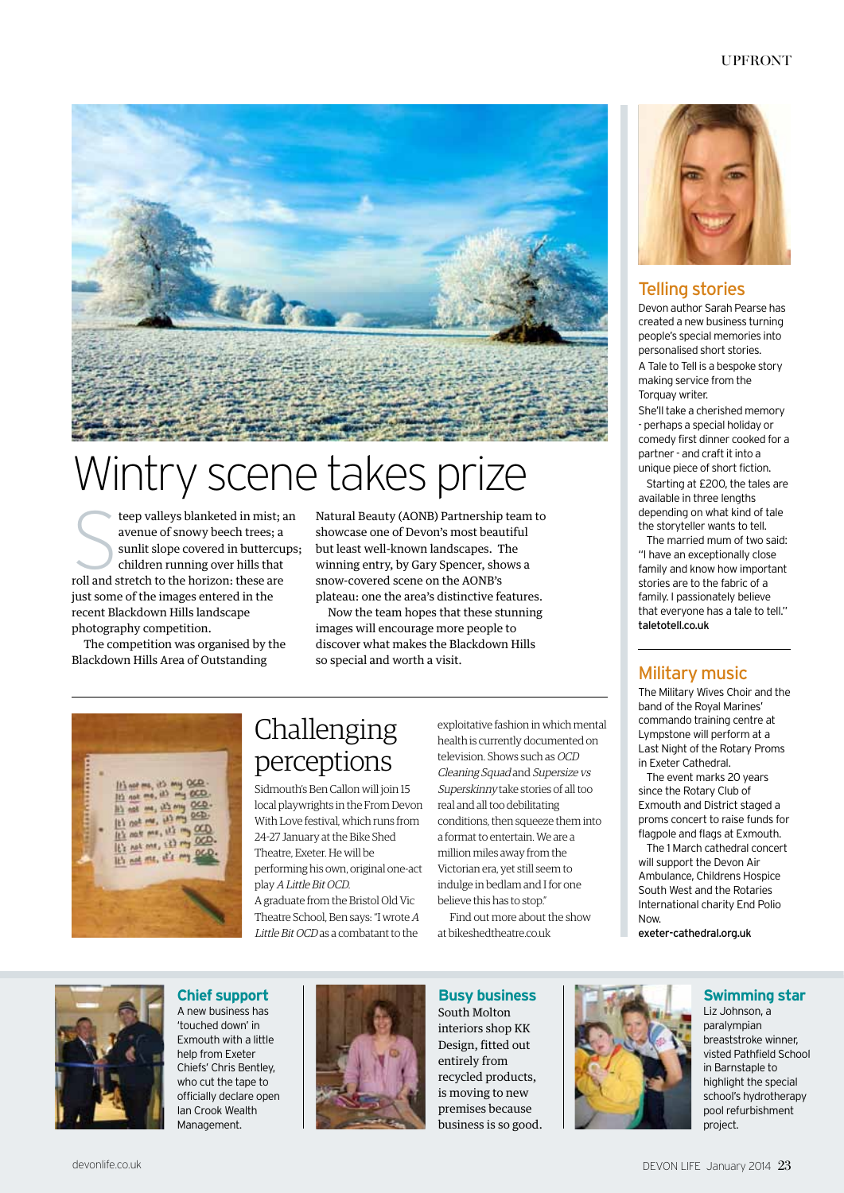# Wintry scene takes prize

Steep valleys blanketed in mist; an avenue of snowy beech trees; a sunlit slope covered in buttercups; children running over hills that roll and stretch to the horizon: these are just some of the images entered in the recent Blackdown Hills landscape photography competition.

The competition was organised by the Blackdown Hills Area of Outstanding Natural Beauty (AONB) Partnership team to showcase one of Devon's most beautiful but least well-known landscapes. The winning entry, by Gary Spencer, shows a snow-covered scene on the AONB's plateau: one the area's distinctive features.

Now the team hopes that these stunning images will encourage more people to discover what makes the Blackdown Hills so special and worth a visit.

## Challenging perceptions

Sidmouth's Ben Callon will join 15 local playwrights in the From Devon With Love festival, which runs from 24-27 January at the Bike Shed Theatre, Exeter. He will be performing his own, original one-act play *A Little Bit OCD*.

A graduate from the Bristol Old Vic Theatre School, Ben says: "I wrote *A Little Bit OCD* as a combatant to the exploitative fashion in which mental health is currently documented on television. Shows such as *OCD Cleaning Squad* and *Supersize vs Superskinny* take stories of all too real and all too debilitating conditions, then squeeze them into a format to entertain. We are a million miles away from the Victorian era, yet still seem to indulge in bedlam and I for one believe this has to stop."

Find out more about the show at bikeshedtheatre.co.uk

## Telling stories

Devon author Sarah Pearse has created a new business turning people's special memories into personalised short stories.

A Tale to Tell is a bespoke story making service from the Torquay writer.

She'll take a cherished memory - perhaps a special holiday or comedy first dinner cooked for a partner - and craft it into a unique piece of short fiction.

Starting at £200, the tales are available in three lengths depending on what kind of tale the storyteller wants to tell.

The married mum of two said: "I have an exceptionally close family and know how important stories are to the fabric of a family. I passionately believe that everyone has a tale to tell."

**taletotell.co.uk**

## Military music

The Military Wives Choir and the band of the Royal Marines' commando training centre at Lympstone will perform at a Last Night of the Rotary Proms in Exeter Cathedral.

The event marks 20 years since the Rotary Club of Exmouth and District staged a proms concert to raise funds for flagpole and flags at Exmouth.

The 1 March cathedral concert will support the Devon Air Ambulance, Childrens Hospice South West and the Rotaries International charity End Polio Now.

**exeter-cathedral.org.uk**

## Chief support

A new business has 'touched down' in Exmouth with a little help from Exeter Chiefs' Chris Bentley, who cut the tape to officially declare open Ian Crook Wealth Management.

## Busy business

South Molton interiors shop KK Design, fitted out entirely from recycled products, is moving to new premises because business is so good.

## Swimming star

Liz Johnson, a paralympian breaststroke winner, visted Pathfield School in Barnstaple to highlight the special school's hydrotherapy pool refurbishment project.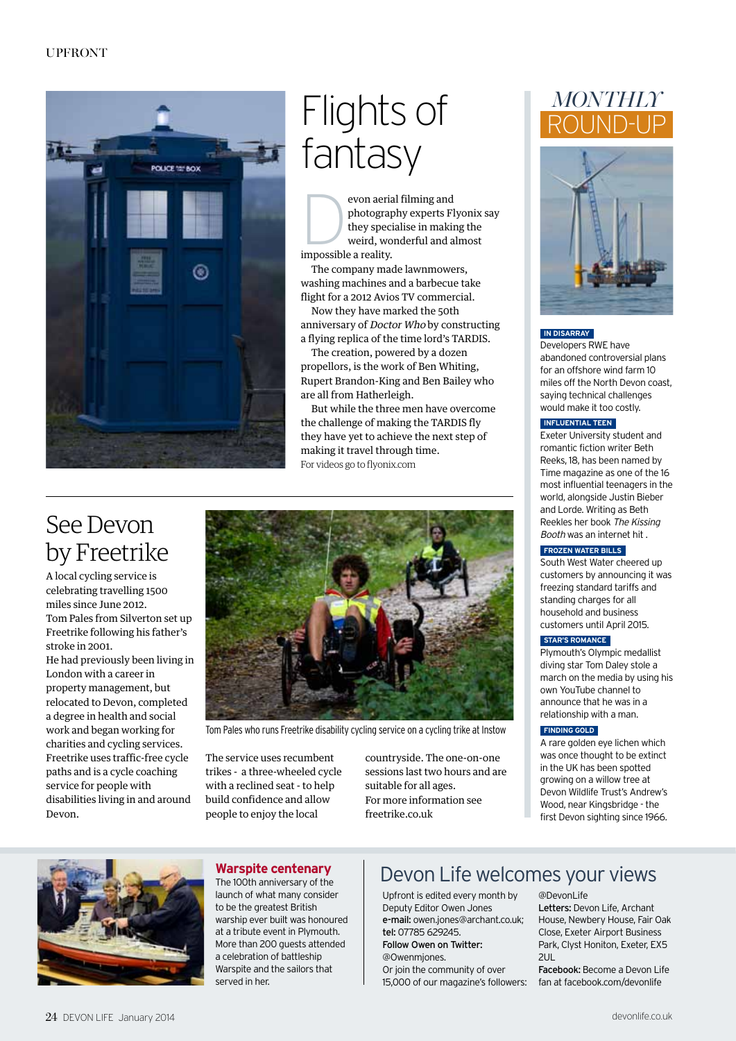# Flights of fantasy

Devon aerial filming and photography experts Flyonix say they specialise in making the weird, wonderful and almost impossible a reality.

The company made lawnmowers, washing machines and a barbecue take flight for a 2012 Avios TV commercial.

Now they have marked the 50th anniversary of *Doctor Who* by constructing a flying replica of the time lord's TARDIS.

The creation, powered by a dozen propellors, is the work of Ben Whiting, Rupert Brandon-King and Ben Bailey who are all from Hatherleigh.

But while the three men have overcome the challenge of making the TARDIS fly they have yet to achieve the next step of making it travel through time.

For videos go to flyonix.com

# See Devon by Freetrike

A local cycling service is celebrating travelling 1500 miles since June 2012.

Tom Pales from Silverton set up Freetrike following his father's stroke in 2001.

He had previously been living in London with a career in property management, but relocated to Devon, completed a degree in health and social work and began working for charities and cycling services.

Freetrike uses traffic-free cycle paths and is a cycle coaching service for people with disabilities living in and around Devon.

Tom Pales who runs Freetrike disability cycling service on a cycling trike at Instow

The service uses recumbent trikes - a three-wheeled cycle with a reclined seat - to help build confidence and allow people to enjoy the local countryside. The one-on-one sessions last two hours and are suitable for all ages.

For more information see freetrike.co.uk

# *MONTHLY* ROUND-UP

**IN DISARRAY**

Developers RWE have abandoned controversial plans for an offshore wind farm 10 miles off the North Devon coast, saying technical challenges would make it too costly.

**INFLUENTIAL TEEN**

Exeter University student and romantic fiction writer Beth Reeks, 18, has been named by Time magazine as one of the 16 most influential teenagers in the world, alongside Justin Bieber and Lorde. Writing as Beth Reeldes her book *The Kissing Booth* was an internet hit .

**FROZEN WATER BILLS**

South West Water cheered up customers by announcing it was freezing standard tariffs and standing charges for all household and business customers until April 2015.

**STAR'S ROMANCE**

Plymouth's Olympic medallist diving star Tom Daley stole a march on the media by using his own YouTube channel to announce that he was in a relationship with a man.

**FINDING GOLD**

A rare golden eye lichen which was once thought to be extinct in the UK has been spotted growing on a willow tree at Devon Wildlife Trust's Andrew's Wood, near Kingsbridge - the first Devon sighting since 1966.

## Warspite centenary

The 100th anniversary of the launch of what many consider to be the greatest British warship ever built was honoured at a tribute event in Plymouth. More than 200 guests attended a celebration of battleship Warspite and the sailors that served in her.

## Devon Life welcomes your views

Upfront is edited every month by Deputy Editor Owen Jones **e-mail:** owen.jones@archant.co.uk; **tel:** 07785 629245.

**Follow Owen on Twitter:** @Owenmjones.

Or join the community of over 15,000 of our magazine's followers: @DevonLife

**Letters:** Devon Life, Archant House, Newbery House, Fair Oak Close, Exeter Airport Business Park, Clyst Honiton, Exeter, EX5 2UL

**Facebook:** Become a Devon Life fan at facebook.com/devonlife